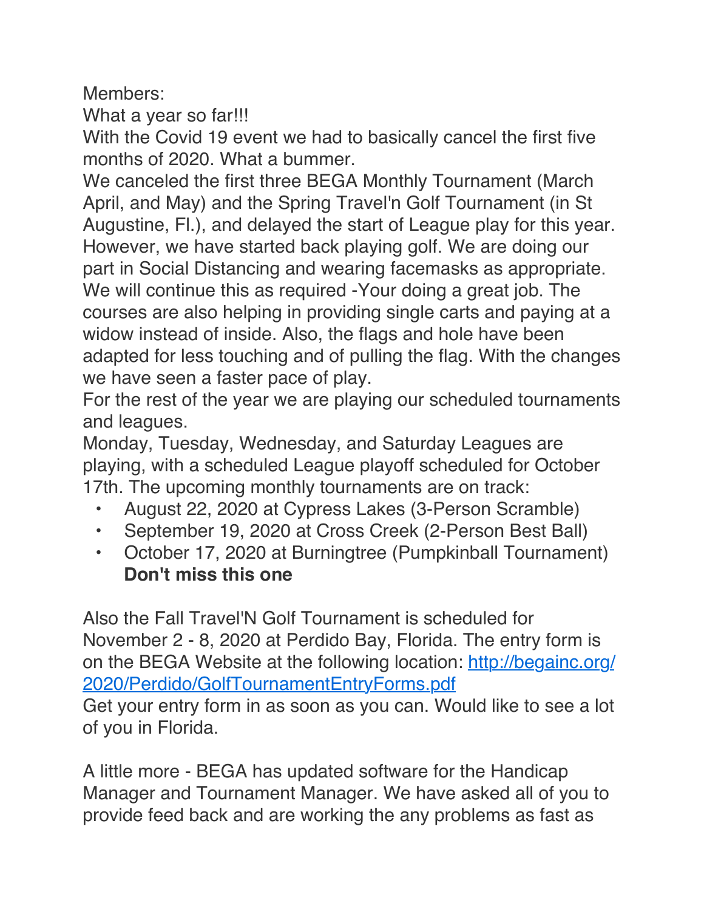Members:

What a year so far!!!

With the Covid 19 event we had to basically cancel the first five months of 2020. What a bummer.

We canceled the first three BEGA Monthly Tournament (March April, and May) and the Spring Travel'n Golf Tournament (in St Augustine, Fl.), and delayed the start of League play for this year. However, we have started back playing golf. We are doing our part in Social Distancing and wearing facemasks as appropriate. We will continue this as required -Your doing a great job. The courses are also helping in providing single carts and paying at a widow instead of inside. Also, the flags and hole have been adapted for less touching and of pulling the flag. With the changes we have seen a faster pace of play.

For the rest of the year we are playing our scheduled tournaments and leagues.

Monday, Tuesday, Wednesday, and Saturday Leagues are playing, with a scheduled League playoff scheduled for October 17th. The upcoming monthly tournaments are on track:

- August 22, 2020 at Cypress Lakes (3-Person Scramble)
- September 19, 2020 at Cross Creek (2-Person Best Ball)
- October 17, 2020 at Burningtree (Pumpkinball Tournament) **Don't miss this one**

Also the Fall Travel'N Golf Tournament is scheduled for November 2 - 8, 2020 at Perdido Bay, Florida. The entry form is on the BEGA Website at the following location: [http://begainc.org/2020/Perdido/GolfTournamentEntryForms.pdf](http://begainc.org/2020/Perdido/GolfTournamentEntryForms.pdf)

Get your entry form in as soon as you can. Would like to see a lot of you in Florida.

A little more - BEGA has updated software for the Handicap Manager and Tournament Manager. We have asked all of you to provide feed back and are working the any problems as fast as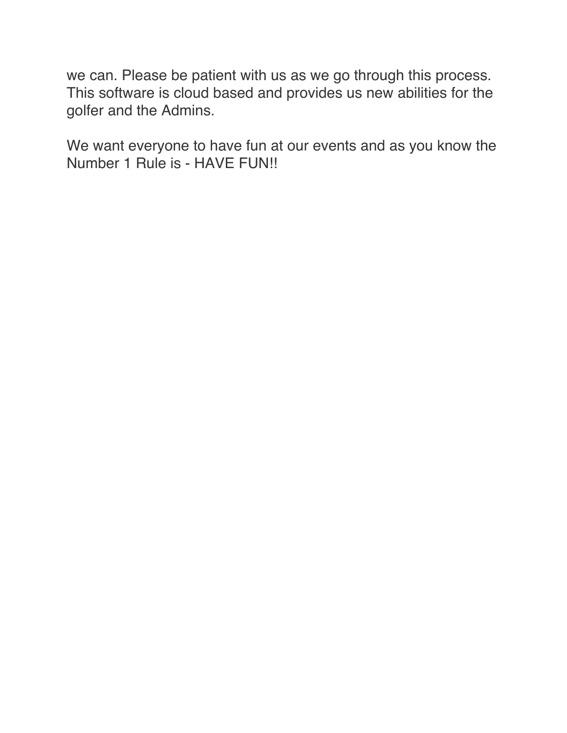we can. Please be patient with us as we go through this process. This software is cloud based and provides us new abilities for the golfer and the Admins.

We want everyone to have fun at our events and as you know the Number 1 Rule is - HAVE FUN!!